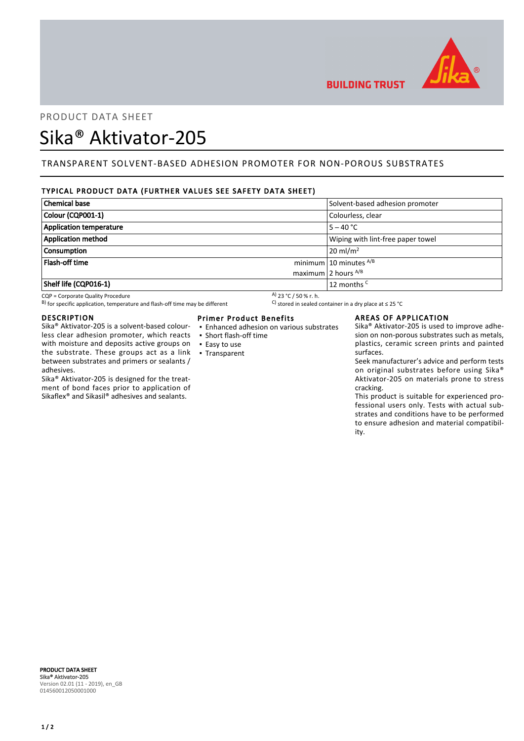BUILDING TRUST

PRODUCT DATA SHEET

# Sika® Aktivator-205

## TRANSPARENT SOLVENT-BASED ADHESION PROMOTER FOR NON-POROUS SUBSTRATES

### TYPICAL PRODUCT DATA (FURTHER VALUES SEE SAFETY DATA SHEET)

| | | |
|---|---|---|
| **Chemical base** | | Solvent-based adhesion promoter |
| **Colour (CQP001-1)** | | Colourless, clear |
| **Application temperature** | | 5 – 40 °C |
| **Application method** | | Wiping with lint-free paper towel |
| **Consumption** | | 20 ml/m$^2$ |
| **Flash-off time** | minimum | 10 minutes [A/B] |
| | maximum | 2 hours [A/B] |
| **Shelf life (CQP016-1)** | | 12 months [C] |

CQP = Corporate Quality Procedure
[A] 23 °C / 50 % r. h.
[B] for specific application, temperature and flash-off time may be different
[C] stored in sealed container in a dry place at ≤ 25 °C

### DESCRIPTION

Sika® Aktivator-205 is a solvent-based colourless clear adhesion promoter, which reacts with moisture and deposits active groups on the substrate. These groups act as a link between substrates and primers or sealants / adhesives.

Sika® Aktivator-205 is designed for the treatment of bond faces prior to application of Sikaflex® and Sikasil® adhesives and sealants.

### Primer Product Benefits

- Enhanced adhesion on various substrates
- Short flash-off time
- Easy to use
- Transparent

### AREAS OF APPLICATION

Sika® Aktivator-205 is used to improve adhesion on non-porous substrates such as metals, plastics, ceramic screen prints and painted surfaces.

Seek manufacturer's advice and perform tests on original substrates before using Sika® Aktivator-205 on materials prone to stress cracking.

This product is suitable for experienced professional users only. Tests with actual substrates and conditions have to be performed to ensure adhesion and material compatibility.

**PRODUCT DATA SHEET**
**Sika® Aktivator-205**
Version 02.01 (11 - 2019), en_GB
014560012050001000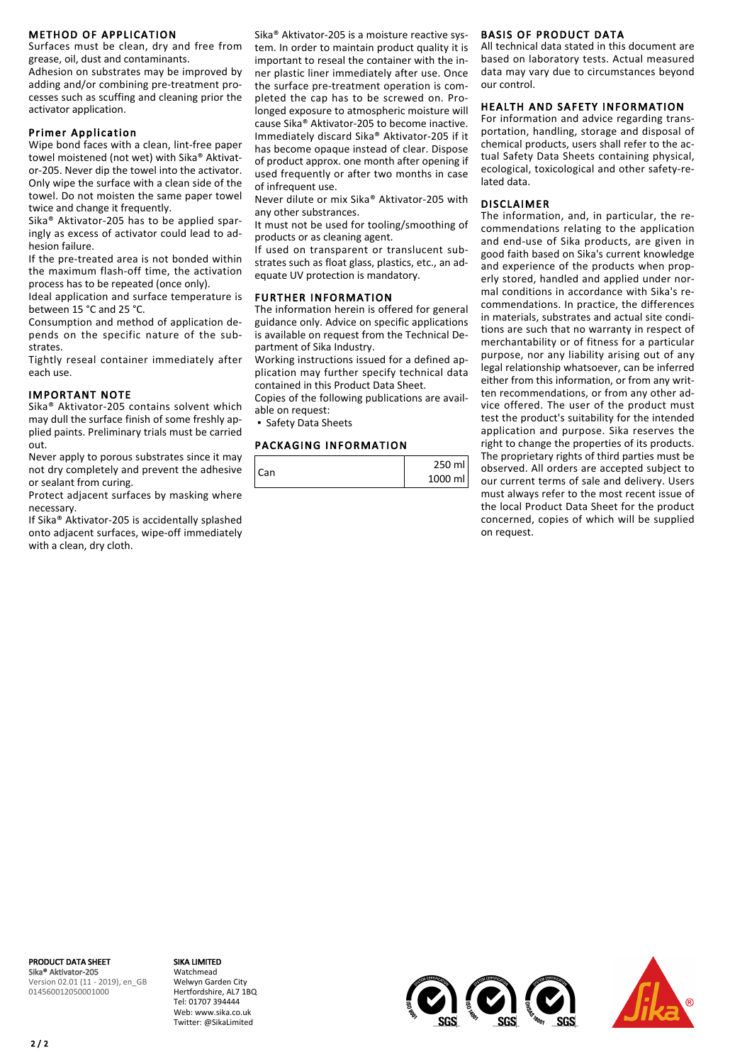## METHOD OF APPLICATION

Surfaces must be clean, dry and free from grease, oil, dust and contaminants.

Adhesion on substrates may be improved by adding and/or combining pre-treatment processes such as scuffing and cleaning prior the activator application.

### Primer Application

Wipe bond faces with a clean, lint-free paper towel moistened (not wet) with Sika® Aktivator-205. Never dip the towel into the activator. Only wipe the surface with a clean side of the towel. Do not moisten the same paper towel twice and change it frequently.

Sika® Aktivator-205 has to be applied sparingly as excess of activator could lead to adhesion failure.

If the pre-treated area is not bonded within the maximum flash-off time, the activation process has to be repeated (once only).

Ideal application and surface temperature is between 15 °C and 25 °C.

Consumption and method of application depends on the specific nature of the substrates.

Tightly reseal container immediately after each use.

## IMPORTANT NOTE

Sika® Aktivator-205 contains solvent which may dull the surface finish of some freshly applied paints. Preliminary trials must be carried out.

Never apply to porous substrates since it may not dry completely and prevent the adhesive or sealant from curing.

Protect adjacent surfaces by masking where necessary.

If Sika® Aktivator-205 is accidentally splashed onto adjacent surfaces, wipe-off immediately with a clean, dry cloth.

Sika® Aktivator-205 is a moisture reactive system. In order to maintain product quality it is important to reseal the container with the inner plastic liner immediately after use. Once the surface pre-treatment operation is completed the cap has to be screwed on. Prolonged exposure to atmospheric moisture will cause Sika® Aktivator-205 to become inactive. Immediately discard Sika® Aktivator-205 if it has become opaque instead of clear. Dispose of product approx. one month after opening if used frequently or after two months in case of infrequent use.

Never dilute or mix Sika® Aktivator-205 with any other substances.

It must not be used for tooling/smoothing of products or as cleaning agent.

If used on transparent or translucent substrates such as float glass, plastics, etc., an adequate UV protection is mandatory.

## FURTHER INFORMATION

The information herein is offered for general guidance only. Advice on specific applications is available on request from the Technical Department of Sika Industry.

Working instructions issued for a defined application may further specify technical data contained in this Product Data Sheet.

Copies of the following publications are available on request:

- Safety Data Sheets

## PACKAGING INFORMATION

| | |
|---|---|
| Can | 250 ml<br>1000 ml |

## BASIS OF PRODUCT DATA

All technical data stated in this document are based on laboratory tests. Actual measured data may vary due to circumstances beyond our control.

## HEALTH AND SAFETY INFORMATION

For information and advice regarding transportation, handling, storage and disposal of chemical products, users shall refer to the actual Safety Data Sheets containing physical, ecological, toxicological and other safety-related data.

## DISCLAIMER

The information, and, in particular, the recommendations relating to the application and end-use of Sika products, are given in good faith based on Sika's current knowledge and experience of the products when properly stored, handled and applied under normal conditions in accordance with Sika's recommendations. In practice, the differences in materials, substrates and actual site conditions are such that no warranty in respect of merchantability or of fitness for a particular purpose, nor any liability arising out of any legal relationship whatsoever, can be inferred either from this information, or from any written recommendations, or from any other advice offered. The user of the product must test the product's suitability for the intended application and purpose. Sika reserves the right to change the properties of its products. The proprietary rights of third parties must be observed. All orders are accepted subject to our current terms of sale and delivery. Users must always refer to the most recent issue of the local Product Data Sheet for the product concerned, copies of which will be supplied on request.

**PRODUCT DATA SHEET**
**Sika® Aktivator-205**
Version 02.01 (11 - 2019), en_GB
014560012050001000

**SIKA LIMITED**
Watchmead
Welwyn Garden City
Hertfordshire, AL7 1BQ
Tel: 01707 394444
Web: www.sika.co.uk
Twitter: @SikaLimited